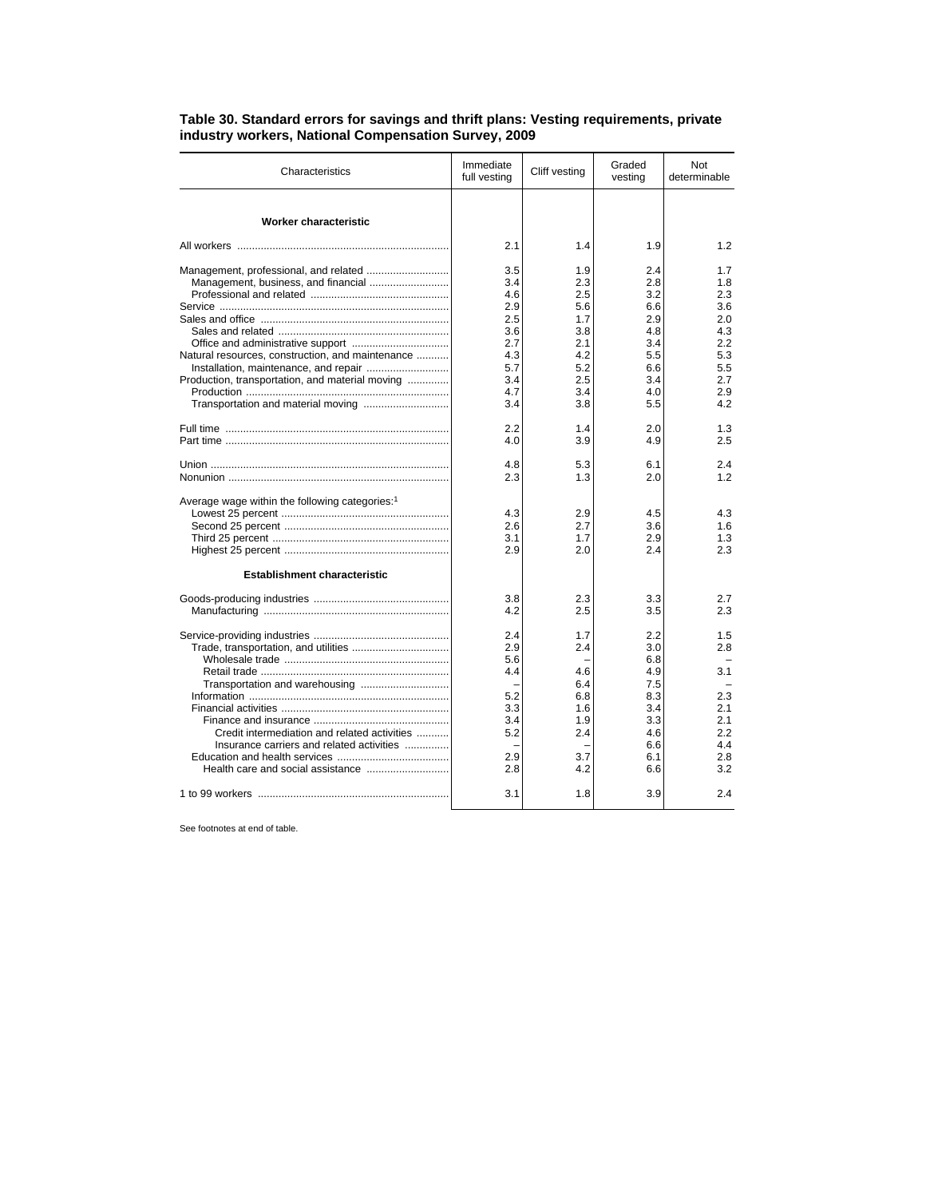**Table 30. Standard errors for savings and thrift plans: Vesting requirements, private industry workers, National Compensation Survey, 2009**

| Characteristics | Immediate full vesting | Cliff vesting | Graded vesting | Not determinable |
|---|---|---|---|---|
| **Worker characteristic** | | | | |
| All workers | 2.1 | 1.4 | 1.9 | 1.2 |
| Management, professional, and related | 3.5 | 1.9 | 2.4 | 1.7 |
| Management, business, and financial | 3.4 | 2.3 | 2.8 | 1.8 |
| Professional and related | 4.6 | 2.5 | 3.2 | 2.3 |
| Service | 2.9 | 5.6 | 6.6 | 3.6 |
| Sales and office | 2.5 | 1.7 | 2.9 | 2.0 |
| Sales and related | 3.6 | 3.8 | 4.8 | 4.3 |
| Office and administrative support | 2.7 | 2.1 | 3.4 | 2.2 |
| Natural resources, construction, and maintenance | 4.3 | 4.2 | 5.5 | 5.3 |
| Installation, maintenance, and repair | 5.7 | 5.2 | 6.6 | 5.5 |
| Production, transportation, and material moving | 3.4 | 2.5 | 3.4 | 2.7 |
| Production | 4.7 | 3.4 | 4.0 | 2.9 |
| Transportation and material moving | 3.4 | 3.8 | 5.5 | 4.2 |
| Full time | 2.2 | 1.4 | 2.0 | 1.3 |
| Part time | 4.0 | 3.9 | 4.9 | 2.5 |
| Union | 4.8 | 5.3 | 6.1 | 2.4 |
| Nonunion | 2.3 | 1.3 | 2.0 | 1.2 |
| Average wage within the following categories:[1] | | | | |
| Lowest 25 percent | 4.3 | 2.9 | 4.5 | 4.3 |
| Second 25 percent | 2.6 | 2.7 | 3.6 | 1.6 |
| Third 25 percent | 3.1 | 1.7 | 2.9 | 1.3 |
| Highest 25 percent | 2.9 | 2.0 | 2.4 | 2.3 |
| **Establishment characteristic** | | | | |
| Goods-producing industries | 3.8 | 2.3 | 3.3 | 2.7 |
| Manufacturing | 4.2 | 2.5 | 3.5 | 2.3 |
| Service-providing industries | 2.4 | 1.7 | 2.2 | 1.5 |
| Trade, transportation, and utilities | 2.9 | 2.4 | 3.0 | 2.8 |
| Wholesale trade | 5.6 | – | 6.8 | – |
| Retail trade | 4.4 | 4.6 | 4.9 | 3.1 |
| Transportation and warehousing | – | 6.4 | 7.5 | – |
| Information | 5.2 | 6.8 | 8.3 | 2.3 |
| Financial activities | 3.3 | 1.6 | 3.4 | 2.1 |
| Finance and insurance | 3.4 | 1.9 | 3.3 | 2.1 |
| Credit intermediation and related activities | 5.2 | 2.4 | 4.6 | 2.2 |
| Insurance carriers and related activities | – | – | 6.6 | 4.4 |
| Education and health services | 2.9 | 3.7 | 6.1 | 2.8 |
| Health care and social assistance | 2.8 | 4.2 | 6.6 | 3.2 |
| 1 to 99 workers | 3.1 | 1.8 | 3.9 | 2.4 |

See footnotes at end of table.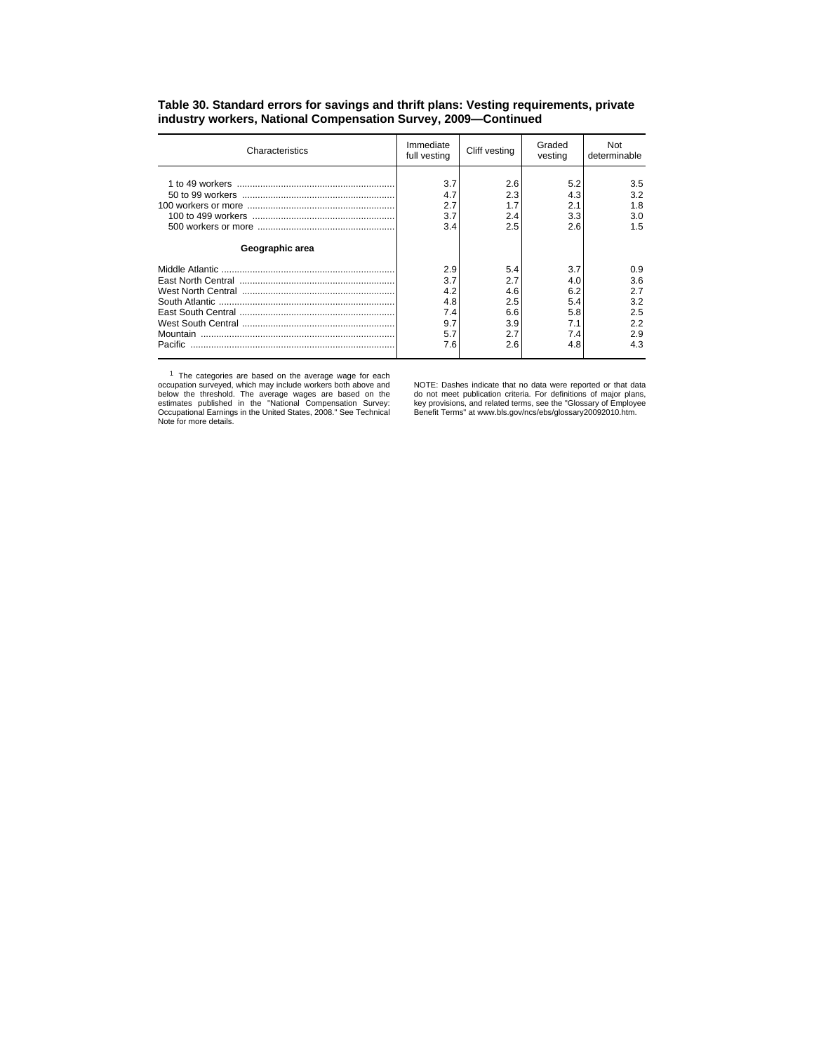**Table 30. Standard errors for savings and thrift plans: Vesting requirements, private industry workers, National Compensation Survey, 2009—Continued**

| Characteristics | Immediate full vesting | Cliff vesting | Graded vesting | Not determinable |
|---|---|---|---|---|
| 1 to 49 workers | 3.7 | 2.6 | 5.2 | 3.5 |
| 50 to 99 workers | 4.7 | 2.3 | 4.3 | 3.2 |
| 100 workers or more | 2.7 | 1.7 | 2.1 | 1.8 |
| 100 to 499 workers | 3.7 | 2.4 | 3.3 | 3.0 |
| 500 workers or more | 3.4 | 2.5 | 2.6 | 1.5 |
| **Geographic area** | | | | |
| Middle Atlantic | 2.9 | 5.4 | 3.7 | 0.9 |
| East North Central | 3.7 | 2.7 | 4.0 | 3.6 |
| West North Central | 4.2 | 4.6 | 6.2 | 2.7 |
| South Atlantic | 4.8 | 2.5 | 5.4 | 3.2 |
| East South Central | 7.4 | 6.6 | 5.8 | 2.5 |
| West South Central | 9.7 | 3.9 | 7.1 | 2.2 |
| Mountain | 5.7 | 2.7 | 7.4 | 2.9 |
| Pacific | 7.6 | 2.6 | 4.8 | 4.3 |

[1] The categories are based on the average wage for each occupation surveyed, which may include workers both above and below the threshold. The average wages are based on the estimates published in the "National Compensation Survey: Occupational Earnings in the United States, 2008." See Technical Note for more details.

NOTE: Dashes indicate that no data were reported or that data do not meet publication criteria. For definitions of major plans, key provisions, and related terms, see the "Glossary of Employee Benefit Terms" at www.bls.gov/ncs/ebs/glossary20092010.htm.